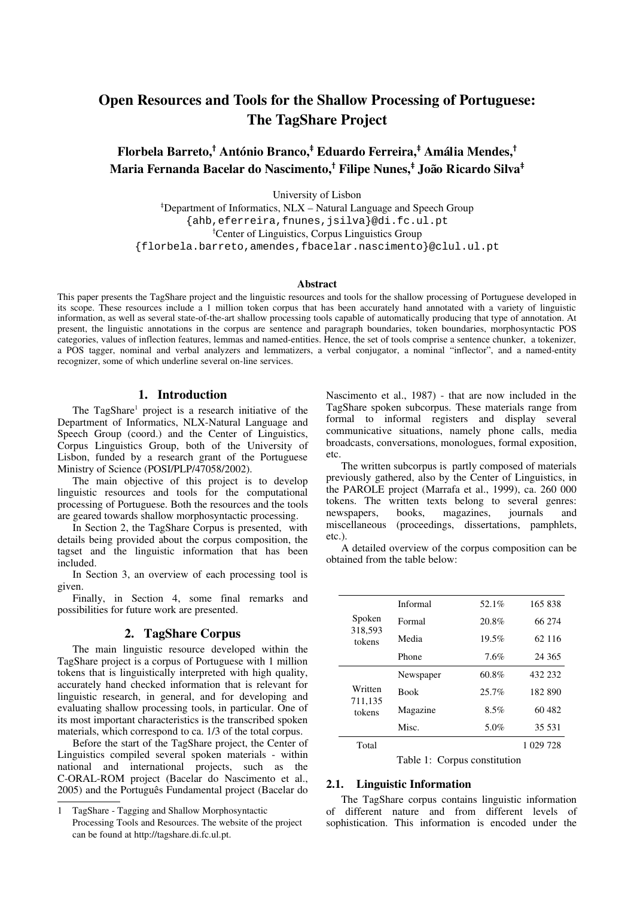# Open Resources and Tools for the Shallow Processing of Portuguese: The TagShare Project

**Florbela Barreto,[†] António Branco,[‡] Eduardo Ferreira,[‡] Amália Mendes,[†] Maria Fernanda Bacelar do Nascimento,[†] Filipe Nunes,[‡] João Ricardo Silva[‡]**

University of Lisbon
[‡]Department of Informatics, NLX – Natural Language and Speech Group
{ahb,eferreira,fnunes,jsilva}@di.fc.ul.pt
[†]Center of Linguistics, Corpus Linguistics Group
{florbela.barreto,amendes,fbacelar.nascimento}@clul.ul.pt

### Abstract

This paper presents the TagShare project and the linguistic resources and tools for the shallow processing of Portuguese developed in its scope. These resources include a 1 million token corpus that has been accurately hand annotated with a variety of linguistic information, as well as several state-of-the-art shallow processing tools capable of automatically producing that type of annotation. At present, the linguistic annotations in the corpus are sentence and paragraph boundaries, token boundaries, morphosyntactic POS categories, values of inflection features, lemmas and named-entities. Hence, the set of tools comprise a sentence chunker, a tokenizer, a POS tagger, nominal and verbal analyzers and lemmatizers, a verbal conjugator, a nominal "inflector", and a named-entity recognizer, some of which underline several on-line services.

## 1. Introduction

The TagShare[1] project is a research initiative of the Department of Informatics, NLX-Natural Language and Speech Group (coord.) and the Center of Linguistics, Corpus Linguistics Group, both of the University of Lisbon, funded by a research grant of the Portuguese Ministry of Science (POSI/PLP/47058/2002).

The main objective of this project is to develop linguistic resources and tools for the computational processing of Portuguese. Both the resources and the tools are geared towards shallow morphosyntactic processing.

In Section 2, the TagShare Corpus is presented, with details being provided about the corpus composition, the tagset and the linguistic information that has been included.

In Section 3, an overview of each processing tool is given.

Finally, in Section 4, some final remarks and possibilities for future work are presented.

## 2. TagShare Corpus

The main linguistic resource developed within the TagShare project is a corpus of Portuguese with 1 million tokens that is linguistically interpreted with high quality, accurately hand checked information that is relevant for linguistic research, in general, and for developing and evaluating shallow processing tools, in particular. One of its most important characteristics is the transcribed spoken materials, which correspond to ca. 1/3 of the total corpus.

Before the start of the TagShare project, the Center of Linguistics compiled several spoken materials - within national and international projects, such as the C-ORAL-ROM project (Bacelar do Nascimento et al., 2005) and the Português Fundamental project (Bacelar do Nascimento et al., 1987) - that are now included in the TagShare spoken subcorpus. These materials range from formal to informal registers and display several communicative situations, namely phone calls, media broadcasts, conversations, monologues, formal exposition, etc.

The written subcorpus is partly composed of materials previously gathered, also by the Center of Linguistics, in the PAROLE project (Marrafa et al., 1999), ca. 260 000 tokens. The written texts belong to several genres: newspapers, books, magazines, journals and miscellaneous (proceedings, dissertations, pamphlets, etc.).

A detailed overview of the corpus composition can be obtained from the table below:

| | | | |
|---|---|---|---|
| Spoken 318,593 tokens | Informal | 52.1% | 165 838 |
| | Formal | 20.8% | 66 274 |
| | Media | 19.5% | 62 116 |
| | Phone | 7.6% | 24 365 |
| Written 711,135 tokens | Newspaper | 60.8% | 432 232 |
| | Book | 25.7% | 182 890 |
| | Magazine | 8.5% | 60 482 |
| | Misc. | 5.0% | 35 531 |
| Total | | | 1 029 728 |

Table 1: Corpus constitution

### 2.1. Linguistic Information

The TagShare corpus contains linguistic information of different nature and from different levels of sophistication. This information is encoded under the

---

1 TagShare - Tagging and Shallow Morphosyntactic Processing Tools and Resources. The website of the project can be found at http://tagshare.di.fc.ul.pt.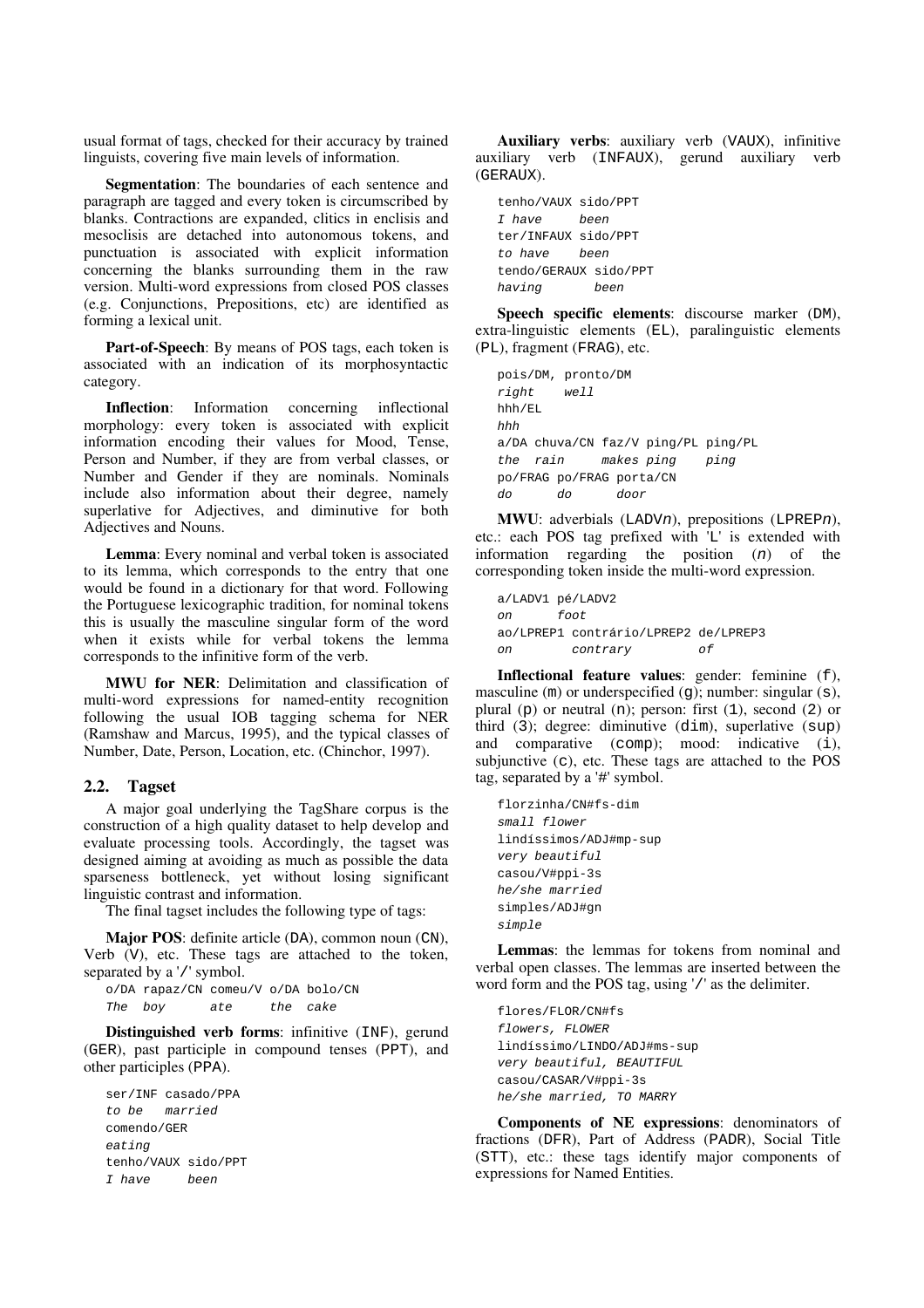usual format of tags, checked for their accuracy by trained linguists, covering five main levels of information.

**Segmentation**: The boundaries of each sentence and paragraph are tagged and every token is circumscribed by blanks. Contractions are expanded, clitics in enclisis and mesoclisis are detached into autonomous tokens, and punctuation is associated with explicit information concerning the blanks surrounding them in the raw version. Multi-word expressions from closed POS classes (e.g. Conjunctions, Prepositions, etc) are identified as forming a lexical unit.

**Part-of-Speech**: By means of POS tags, each token is associated with an indication of its morphosyntactic category.

**Inflection**: Information concerning inflectional morphology: every token is associated with explicit information encoding their values for Mood, Tense, Person and Number, if they are from verbal classes, or Number and Gender if they are nominals. Nominals include also information about their degree, namely superlative for Adjectives, and diminutive for both Adjectives and Nouns.

**Lemma**: Every nominal and verbal token is associated to its lemma, which corresponds to the entry that one would be found in a dictionary for that word. Following the Portuguese lexicographic tradition, for nominal tokens this is usually the masculine singular form of the word when it exists while for verbal tokens the lemma corresponds to the infinitive form of the verb.

**MWU for NER**: Delimitation and classification of multi-word expressions for named-entity recognition following the usual IOB tagging schema for NER (Ramshaw and Marcus, 1995), and the typical classes of Number, Date, Person, Location, etc. (Chinchor, 1997).

### 2.2. Tagset

A major goal underlying the TagShare corpus is the construction of a high quality dataset to help develop and evaluate processing tools. Accordingly, the tagset was designed aiming at avoiding as much as possible the data sparseness bottleneck, yet without losing significant linguistic contrast and information.

The final tagset includes the following type of tags:

**Major POS**: definite article (DA), common noun (CN), Verb (V), etc. These tags are attached to the token, separated by a '/' symbol.

```
o/DA rapaz/CN comeu/V o/DA bolo/CN
The  boy      ate     the  cake
```

**Distinguished verb forms**: infinitive (INF), gerund (GER), past participle in compound tenses (PPT), and other participles (PPA).

```
ser/INF casado/PPA
to be   married
comendo/GER
eating
tenho/VAUX sido/PPT
I have     been
```

**Auxiliary verbs**: auxiliary verb (VAUX), infinitive auxiliary verb (INFAUX), gerund auxiliary verb (GERAUX).

```
tenho/VAUX sido/PPT
I have     been
ter/INFAUX sido/PPT
to have    been
tendo/GERAUX sido/PPT
having       been
```

**Speech specific elements**: discourse marker (DM), extra-linguistic elements (EL), paralinguistic elements (PL), fragment (FRAG), etc.

```
pois/DM, pronto/DM
right    well
hhh/EL
hhh
a/DA chuva/CN faz/V ping/PL ping/PL
the  rain     makes ping    ping
po/FRAG po/FRAG porta/CN
do      do      door
```

**MWU**: adverbials (LADV*n*), prepositions (LPREP*n*), etc.: each POS tag prefixed with 'L' is extended with information regarding the position (*n*) of the corresponding token inside the multi-word expression.

```
a/LADV1 pé/LADV2
on      foot
ao/LPREP1 contrário/LPREP2 de/LPREP3
on        contrary         of
```

**Inflectional feature values**: gender: feminine (f), masculine (m) or underspecified (g); number: singular (s), plural (p) or neutral (n); person: first (1), second (2) or third (3); degree: diminutive (dim), superlative (sup) and comparative (comp); mood: indicative (i), subjunctive (c), etc. These tags are attached to the POS tag, separated by a '#' symbol.

```
florzinha/CN#fs-dim
small flower
lindíssimos/ADJ#mp-sup
very beautiful
casou/V#ppi-3s
he/she married
simples/ADJ#gn
simple
```

**Lemmas**: the lemmas for tokens from nominal and verbal open classes. The lemmas are inserted between the word form and the POS tag, using '/' as the delimiter.

```
flores/FLOR/CN#fs
flowers, FLOWER
lindíssimo/LINDO/ADJ#ms-sup
very beautiful, BEAUTIFUL
casou/CASAR/V#ppi-3s
he/she married, TO MARRY
```

**Components of NE expressions**: denominators of fractions (DFR), Part of Address (PADR), Social Title (STT), etc.: these tags identify major components of expressions for Named Entities.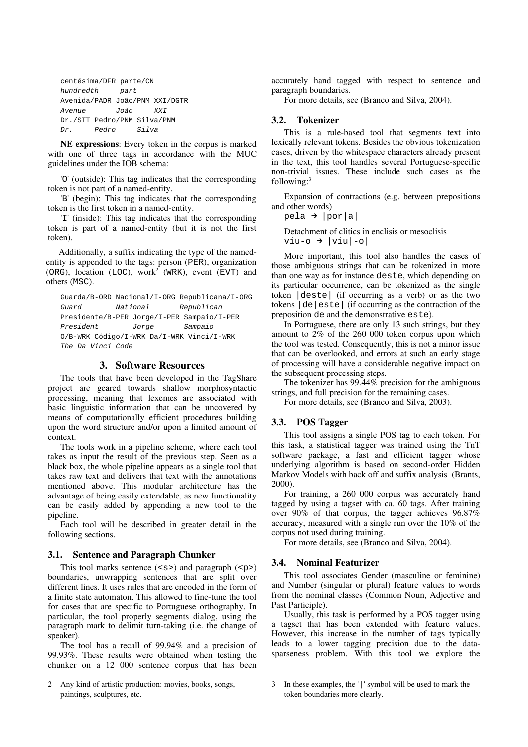```
centésima/DFR parte/CN
hundredth     part
Avenida/PADR João/PNM XXI/DGTR
Avenue      João    XXI
Dr./STT Pedro/PNM Silva/PNM
Dr.    Pedro    Silva
```

**NE expressions**: Every token in the corpus is marked with one of three tags in accordance with the MUC guidelines under the IOB schema:

'O' (outside): This tag indicates that the corresponding token is not part of a named-entity.

'B' (begin): This tag indicates that the corresponding token is the first token in a named-entity.

'I' (inside): This tag indicates that the corresponding token is part of a named-entity (but it is not the first token).

Additionally, a suffix indicating the type of the named-entity is appended to the tags: person (PER), organization (ORG), location (LOC), work[2] (WRK), event (EVT) and others (MSC).

```
Guarda/B-ORD Nacional/I-ORG Republicana/I-ORG
Guard        National       Republican
Presidente/B-PER Jorge/I-PER Sampaio/I-PER
President        Jorge       Sampaio
O/B-WRK Código/I-WRK Da/I-WRK Vinci/I-WRK
The Da Vinci Code
```

## 3. Software Resources

The tools that have been developed in the TagShare project are geared towards shallow morphosyntactic processing, meaning that lexemes are associated with basic linguistic information that can be uncovered by means of computationally efficient procedures building upon the word structure and/or upon a limited amount of context.

The tools work in a pipeline scheme, where each tool takes as input the result of the previous step. Seen as a black box, the whole pipeline appears as a single tool that takes raw text and delivers that text with the annotations mentioned above. This modular architecture has the advantage of being easily extendable, as new functionality can be easily added by appending a new tool to the pipeline.

Each tool will be described in greater detail in the following sections.

### 3.1. Sentence and Paragraph Chunker

This tool marks sentence (<s>) and paragraph (<p>) boundaries, unwrapping sentences that are split over different lines. It uses rules that are encoded in the form of a finite state automaton. This allowed to fine-tune the tool for cases that are specific to Portuguese orthography. In particular, the tool properly segments dialog, using the paragraph mark to delimit turn-taking (i.e. the change of speaker).

The tool has a recall of 99.94% and a precision of 99.93%. These results were obtained when testing the chunker on a 12 000 sentence corpus that has been accurately hand tagged with respect to sentence and paragraph boundaries.

For more details, see (Branco and Silva, 2004).

### 3.2. Tokenizer

This is a rule-based tool that segments text into lexically relevant tokens. Besides the obvious tokenization cases, driven by the whitespace characters already present in the text, this tool handles several Portuguese-specific non-trivial issues. These include such cases as the following:[3]

Expansion of contractions (e.g. between prepositions and other words)
pela → |por|a|

Detachment of clitics in enclisis or mesoclisis
viu-o → |viu|-o|

More important, this tool also handles the cases of those ambiguous strings that can be tokenized in more than one way as for instance deste, which depending on its particular occurrence, can be tokenized as the single token |deste| (if occurring as a verb) or as the two tokens |de|este| (if occurring as the contraction of the preposition de and the demonstrative este).

In Portuguese, there are only 13 such strings, but they amount to 2% of the 260 000 token corpus upon which the tool was tested. Consequently, this is not a minor issue that can be overlooked, and errors at such an early stage of processing will have a considerable negative impact on the subsequent processing steps.

The tokenizer has 99.44% precision for the ambiguous strings, and full precision for the remaining cases.

For more details, see (Branco and Silva, 2003).

### 3.3. POS Tagger

This tool assigns a single POS tag to each token. For this task, a statistical tagger was trained using the TnT software package, a fast and efficient tagger whose underlying algorithm is based on second-order Hidden Markov Models with back off and suffix analysis (Brants, 2000).

For training, a 260 000 corpus was accurately hand tagged by using a tagset with ca. 60 tags. After training over 90% of that corpus, the tagger achieves 96.87% accuracy, measured with a single run over the 10% of the corpus not used during training.

For more details, see (Branco and Silva, 2004).

### 3.4. Nominal Featurizer

This tool associates Gender (masculine or feminine) and Number (singular or plural) feature values to words from the nominal classes (Common Noun, Adjective and Past Participle).

Usually, this task is performed by a POS tagger using a tagset that has been extended with feature values. However, this increase in the number of tags typically leads to a lower tagging precision due to the data-sparseness problem. With this tool we explore the

---

2 Any kind of artistic production: movies, books, songs, paintings, sculptures, etc.

3 In these examples, the '|' symbol will be used to mark the token boundaries more clearly.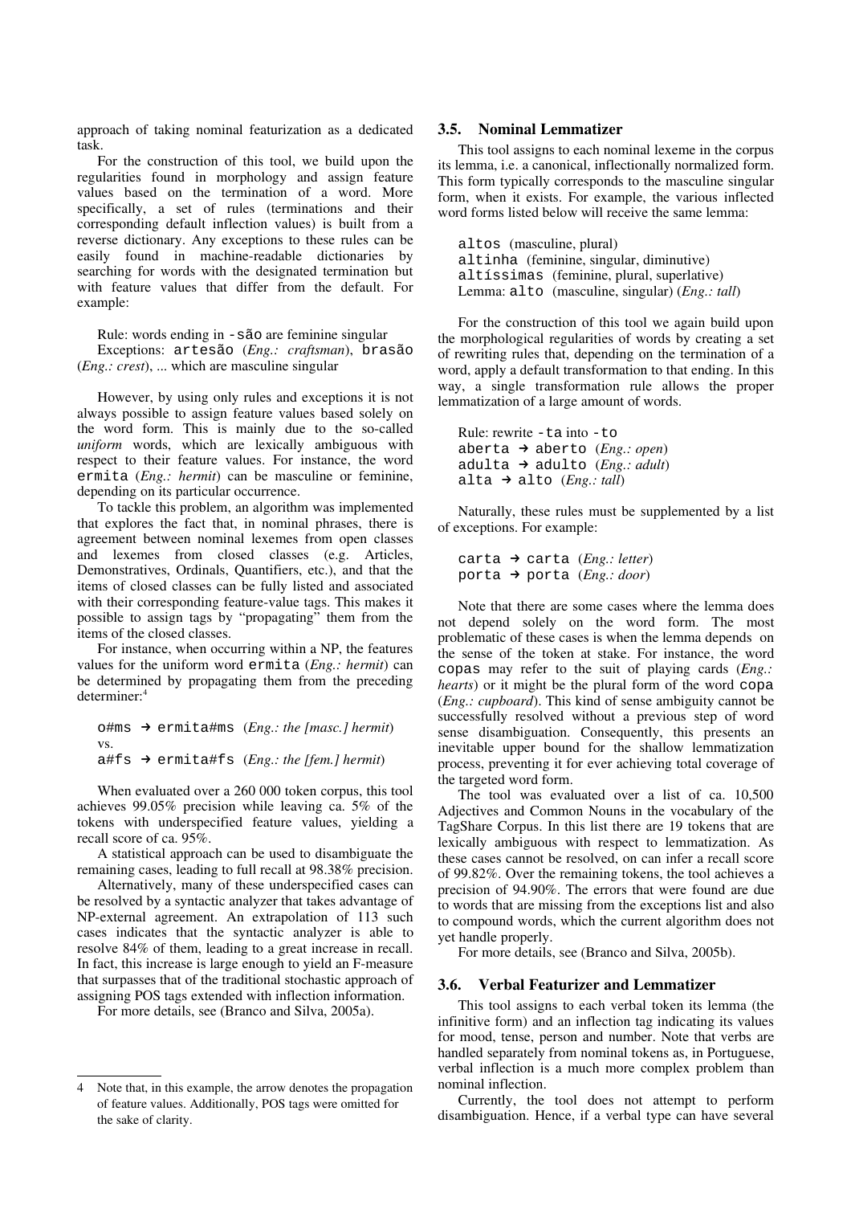approach of taking nominal featurization as a dedicated task.

For the construction of this tool, we build upon the regularities found in morphology and assign feature values based on the termination of a word. More specifically, a set of rules (terminations and their corresponding default inflection values) is built from a reverse dictionary. Any exceptions to these rules can be easily found in machine-readable dictionaries by searching for words with the designated termination but with feature values that differ from the default. For example:

> Rule: words ending in `-são` are feminine singular
> Exceptions: `artesão` (*Eng.: craftsman*), `brasão` (*Eng.: crest*), ... which are masculine singular

However, by using only rules and exceptions it is not always possible to assign feature values based solely on the word form. This is mainly due to the so-called *uniform* words, which are lexically ambiguous with respect to their feature values. For instance, the word `ermita` (*Eng.: hermit*) can be masculine or feminine, depending on its particular occurrence.

To tackle this problem, an algorithm was implemented that explores the fact that, in nominal phrases, there is agreement between nominal lexemes from open classes and lexemes from closed classes (e.g. Articles, Demonstratives, Ordinals, Quantifiers, etc.), and that the items of closed classes can be fully listed and associated with their corresponding feature-value tags. This makes it possible to assign tags by "propagating" them from the items of the closed classes.

For instance, when occurring within a NP, the features values for the uniform word `ermita` (*Eng.: hermit*) can be determined by propagating them from the preceding determiner:[4]

> `o#ms` ➔ `ermita#ms` (*Eng.: the [masc.] hermit*)
> vs.
> `a#fs` ➔ `ermita#fs` (*Eng.: the [fem.] hermit*)

When evaluated over a 260 000 token corpus, this tool achieves 99.05% precision while leaving ca. 5% of the tokens with underspecified feature values, yielding a recall score of ca. 95%.

A statistical approach can be used to disambiguate the remaining cases, leading to full recall at 98.38% precision.

Alternatively, many of these underspecified cases can be resolved by a syntactic analyzer that takes advantage of NP-external agreement. An extrapolation of 113 such cases indicates that the syntactic analyzer is able to resolve 84% of them, leading to a great increase in recall. In fact, this increase is large enough to yield an F-measure that surpasses that of the traditional stochastic approach of assigning POS tags extended with inflection information.

For more details, see (Branco and Silva, 2005a).

[4] Note that, in this example, the arrow denotes the propagation of feature values. Additionally, POS tags were omitted for the sake of clarity.

### 3.5. Nominal Lemmatizer

This tool assigns to each nominal lexeme in the corpus its lemma, i.e. a canonical, inflectionally normalized form. This form typically corresponds to the masculine singular form, when it exists. For example, the various inflected word forms listed below will receive the same lemma:

> `altos` (masculine, plural)
> `altinha` (feminine, singular, diminutive)
> `altíssimas` (feminine, plural, superlative)
> Lemma: `alto` (masculine, singular) (*Eng.: tall*)

For the construction of this tool we again build upon the morphological regularities of words by creating a set of rewriting rules that, depending on the termination of a word, apply a default transformation to that ending. In this way, a single transformation rule allows the proper lemmatization of a large amount of words.

> Rule: rewrite `-ta` into `-to`
> `aberta` ➔ `aberto` (*Eng.: open*)
> `adulta` ➔ `adulto` (*Eng.: adult*)
> `alta` ➔ `alto` (*Eng.: tall*)

Naturally, these rules must be supplemented by a list of exceptions. For example:

> `carta` ➔ `carta` (*Eng.: letter*)
> `porta` ➔ `porta` (*Eng.: door*)

Note that there are some cases where the lemma does not depend solely on the word form. The most problematic of these cases is when the lemma depends on the sense of the token at stake. For instance, the word `copas` may refer to the suit of playing cards (*Eng.: hearts*) or it might be the plural form of the word `copa` (*Eng.: cupboard*). This kind of sense ambiguity cannot be successfully resolved without a previous step of word sense disambiguation. Consequently, this presents an inevitable upper bound for the shallow lemmatization process, preventing it for ever achieving total coverage of the targeted word form.

The tool was evaluated over a list of ca. 10,500 Adjectives and Common Nouns in the vocabulary of the TagShare Corpus. In this list there are 19 tokens that are lexically ambiguous with respect to lemmatization. As these cases cannot be resolved, on can infer a recall score of 99.82%. Over the remaining tokens, the tool achieves a precision of 94.90%. The errors that were found are due to words that are missing from the exceptions list and also to compound words, which the current algorithm does not yet handle properly.

For more details, see (Branco and Silva, 2005b).

### 3.6. Verbal Featurizer and Lemmatizer

This tool assigns to each verbal token its lemma (the infinitive form) and an inflection tag indicating its values for mood, tense, person and number. Note that verbs are handled separately from nominal tokens as, in Portuguese, verbal inflection is a much more complex problem than nominal inflection.

Currently, the tool does not attempt to perform disambiguation. Hence, if a verbal type can have several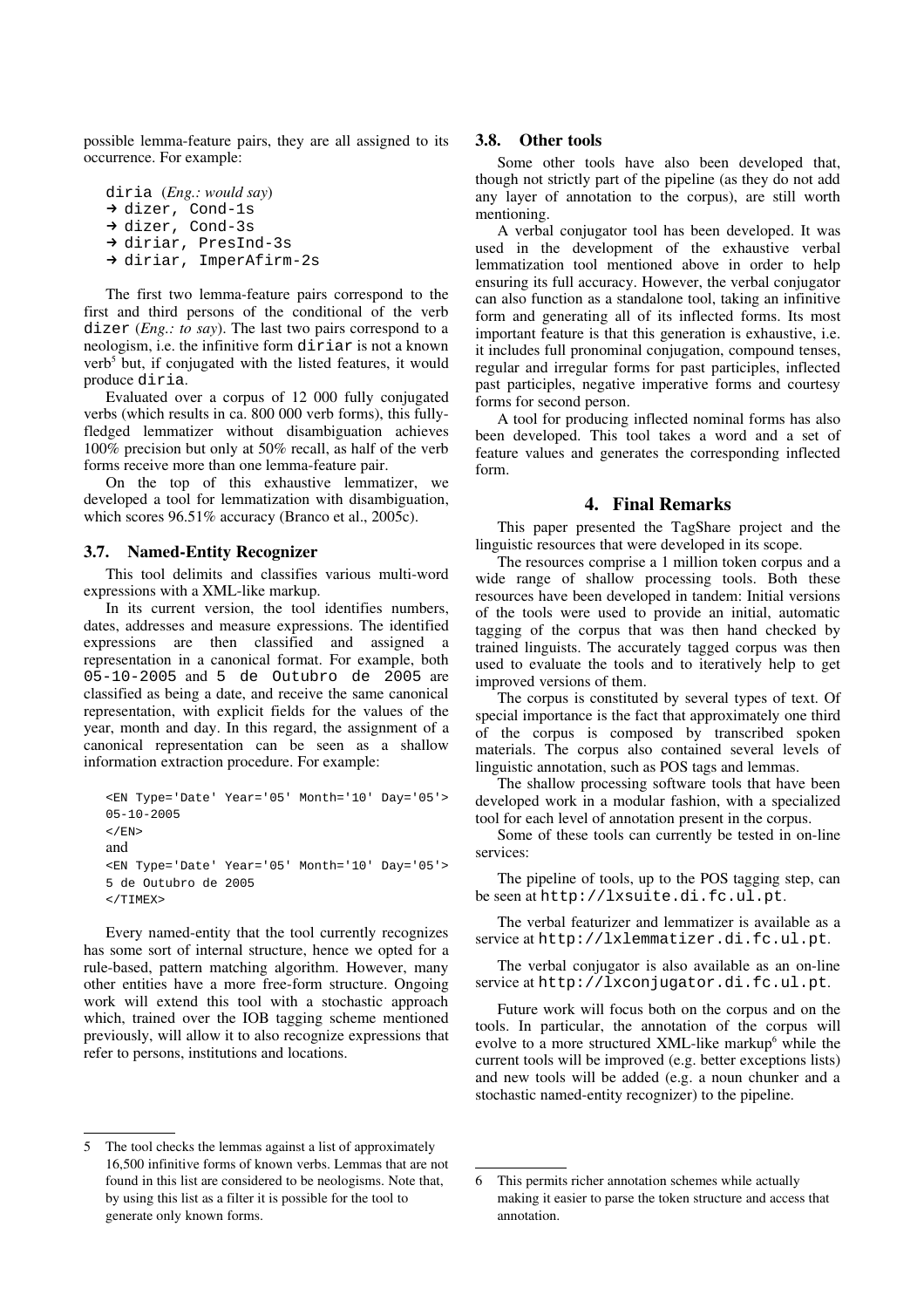possible lemma-feature pairs, they are all assigned to its occurrence. For example:

```
diria (Eng.: would say)
→ dizer, Cond-1s
→ dizer, Cond-3s
→ diriar, PresInd-3s
→ diriar, ImperAfirm-2s
```

The first two lemma-feature pairs correspond to the first and third persons of the conditional of the verb dizer (*Eng.: to say*). The last two pairs correspond to a neologism, i.e. the infinitive form diriar is not a known verb[5] but, if conjugated with the listed features, it would produce diria.

Evaluated over a corpus of 12 000 fully conjugated verbs (which results in ca. 800 000 verb forms), this fully-fledged lemmatizer without disambiguation achieves 100% precision but only at 50% recall, as half of the verb forms receive more than one lemma-feature pair.

On the top of this exhaustive lemmatizer, we developed a tool for lemmatization with disambiguation, which scores 96.51% accuracy (Branco et al., 2005c).

### 3.7. Named-Entity Recognizer

This tool delimits and classifies various multi-word expressions with a XML-like markup.

In its current version, the tool identifies numbers, dates, addresses and measure expressions. The identified expressions are then classified and assigned a representation in a canonical format. For example, both 05-10-2005 and 5 de Outubro de 2005 are classified as being a date, and receive the same canonical representation, with explicit fields for the values of the year, month and day. In this regard, the assignment of a canonical representation can be seen as a shallow information extraction procedure. For example:

```
<EN Type='Date' Year='05' Month='10' Day='05'>
05-10-2005
</EN>
and
<EN Type='Date' Year='05' Month='10' Day='05'>
5 de Outubro de 2005
</TIMEX>
```

Every named-entity that the tool currently recognizes has some sort of internal structure, hence we opted for a rule-based, pattern matching algorithm. However, many other entities have a more free-form structure. Ongoing work will extend this tool with a stochastic approach which, trained over the IOB tagging scheme mentioned previously, will allow it to also recognize expressions that refer to persons, institutions and locations.

### 3.8. Other tools

Some other tools have also been developed that, though not strictly part of the pipeline (as they do not add any layer of annotation to the corpus), are still worth mentioning.

A verbal conjugator tool has been developed. It was used in the development of the exhaustive verbal lemmatization tool mentioned above in order to help ensuring its full accuracy. However, the verbal conjugator can also function as a standalone tool, taking an infinitive form and generating all of its inflected forms. Its most important feature is that this generation is exhaustive, i.e. it includes full pronominal conjugation, compound tenses, regular and irregular forms for past participles, inflected past participles, negative imperative forms and courtesy forms for second person.

A tool for producing inflected nominal forms has also been developed. This tool takes a word and a set of feature values and generates the corresponding inflected form.

## 4. Final Remarks

This paper presented the TagShare project and the linguistic resources that were developed in its scope.

The resources comprise a 1 million token corpus and a wide range of shallow processing tools. Both these resources have been developed in tandem: Initial versions of the tools were used to provide an initial, automatic tagging of the corpus that was then hand checked by trained linguists. The accurately tagged corpus was then used to evaluate the tools and to iteratively help to get improved versions of them.

The corpus is constituted by several types of text. Of special importance is the fact that approximately one third of the corpus is composed by transcribed spoken materials. The corpus also contained several levels of linguistic annotation, such as POS tags and lemmas.

The shallow processing software tools that have been developed work in a modular fashion, with a specialized tool for each level of annotation present in the corpus.

Some of these tools can currently be tested in on-line services:

The pipeline of tools, up to the POS tagging step, can be seen at http://lxsuite.di.fc.ul.pt.

The verbal featurizer and lemmatizer is available as a service at http://lxlemmatizer.di.fc.ul.pt.

The verbal conjugator is also available as an on-line service at http://lxconjugator.di.fc.ul.pt.

Future work will focus both on the corpus and on the tools. In particular, the annotation of the corpus will evolve to a more structured XML-like markup[6] while the current tools will be improved (e.g. better exceptions lists) and new tools will be added (e.g. a noun chunker and a stochastic named-entity recognizer) to the pipeline.

---

5 The tool checks the lemmas against a list of approximately 16,500 infinitive forms of known verbs. Lemmas that are not found in this list are considered to be neologisms. Note that, by using this list as a filter it is possible for the tool to generate only known forms.

6 This permits richer annotation schemes while actually making it easier to parse the token structure and access that annotation.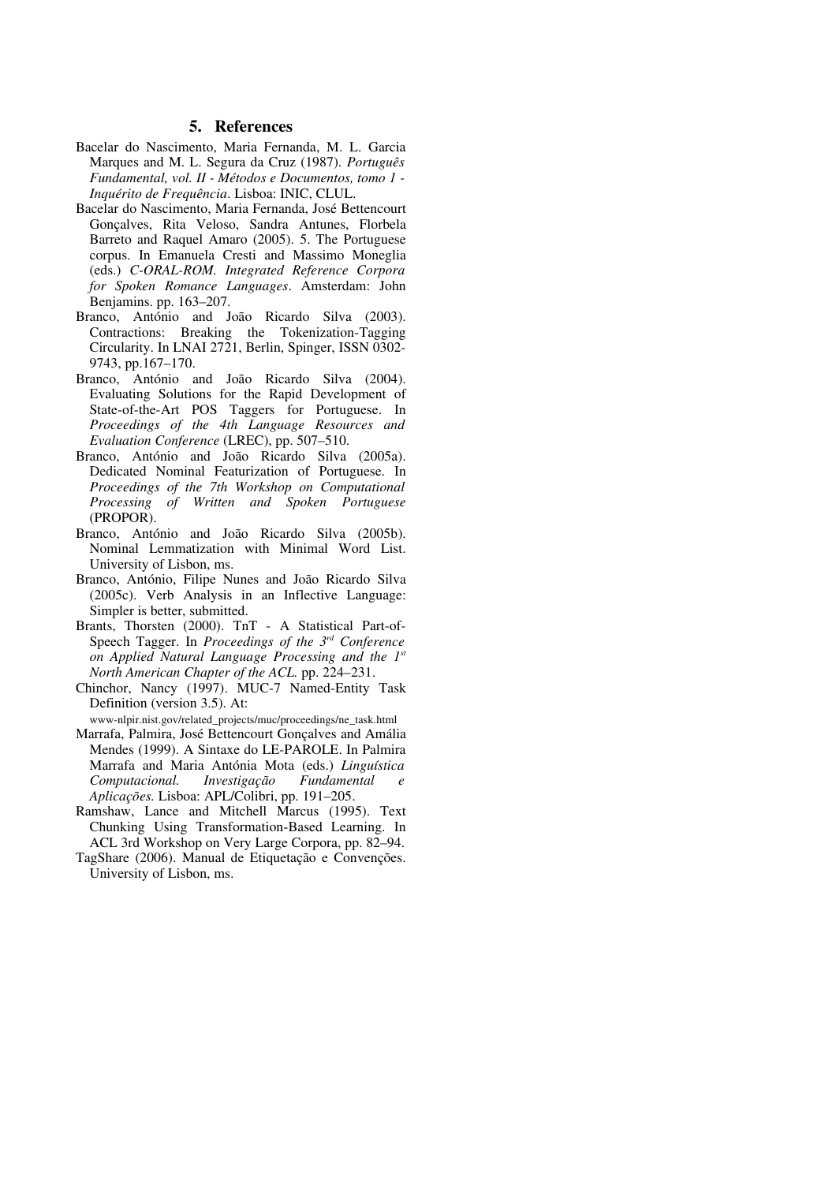## 5. References

Bacelar do Nascimento, Maria Fernanda, M. L. Garcia Marques and M. L. Segura da Cruz (1987). *Português Fundamental, vol. II - Métodos e Documentos, tomo 1 - Inquérito de Frequência*. Lisboa: INIC, CLUL.

Bacelar do Nascimento, Maria Fernanda, José Bettencourt Gonçalves, Rita Veloso, Sandra Antunes, Florbela Barreto and Raquel Amaro (2005). 5. The Portuguese corpus. In Emanuela Cresti and Massimo Moneglia (eds.) *C-ORAL-ROM. Integrated Reference Corpora for Spoken Romance Languages*. Amsterdam: John Benjamins. pp. 163–207.

Branco, António and João Ricardo Silva (2003). Contractions: Breaking the Tokenization-Tagging Circularity. In LNAI 2721, Berlin, Spinger, ISSN 0302-9743, pp.167–170.

Branco, António and João Ricardo Silva (2004). Evaluating Solutions for the Rapid Development of State-of-the-Art POS Taggers for Portuguese. In *Proceedings of the 4th Language Resources and Evaluation Conference* (LREC), pp. 507–510.

Branco, António and João Ricardo Silva (2005a). Dedicated Nominal Featurization of Portuguese. In *Proceedings of the 7th Workshop on Computational Processing of Written and Spoken Portuguese* (PROPOR).

Branco, António and João Ricardo Silva (2005b). Nominal Lemmatization with Minimal Word List. University of Lisbon, ms.

Branco, António, Filipe Nunes and João Ricardo Silva (2005c). Verb Analysis in an Inflective Language: Simpler is better, submitted.

Brants, Thorsten (2000). TnT - A Statistical Part-of-Speech Tagger. In *Proceedings of the 3rd Conference on Applied Natural Language Processing and the 1st North American Chapter of the ACL.* pp. 224–231.

Chinchor, Nancy (1997). MUC-7 Named-Entity Task Definition (version 3.5). At: www-nlpir.nist.gov/related_projects/muc/proceedings/ne_task.html

Marrafa, Palmira, José Bettencourt Gonçalves and Amália Mendes (1999). A Sintaxe do LE-PAROLE. In Palmira Marrafa and Maria Antónia Mota (eds.) *Linguística Computacional. Investigação Fundamental e Aplicações.* Lisboa: APL/Colibri, pp. 191–205.

Ramshaw, Lance and Mitchell Marcus (1995). Text Chunking Using Transformation-Based Learning. In ACL 3rd Workshop on Very Large Corpora, pp. 82–94.

TagShare (2006). Manual de Etiquetação e Convenções. University of Lisbon, ms.